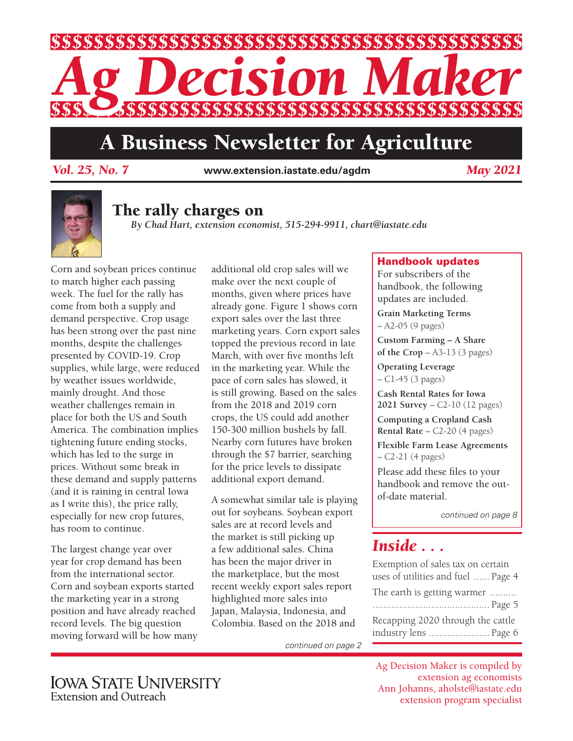# Ag Decision Maker

## A Business Newsletter for Agriculture

*Vol. 25, No. 7* www.extension.iastate.edu/agdm *May 2021*

## The rally charges on

*By Chad Hart, extension economist, 515-294-9911, chart@iastate.edu*

Corn and soybean prices continue to march higher each passing week. The fuel for the rally has come from both a supply and demand perspective. Crop usage has been strong over the past nine months, despite the challenges presented by COVID-19. Crop supplies, while large, were reduced by weather issues worldwide, mainly drought. And those weather challenges remain in place for both the US and South America. The combination implies tightening future ending stocks, which has led to the surge in prices. Without some break in these demand and supply patterns (and it is raining in central Iowa as I write this), the price rally, especially for new crop futures, has room to continue.

The largest change year over year for crop demand has been from the international sector. Corn and soybean exports started the marketing year in a strong position and have already reached record levels. The big question moving forward will be how many additional old crop sales will we make over the next couple of months, given where prices have already gone. Figure 1 shows corn export sales over the last three marketing years. Corn export sales topped the previous record in late March, with over five months left in the marketing year. While the pace of corn sales has slowed, it is still growing. Based on the sales from the 2018 and 2019 corn crops, the US could add another 150-300 million bushels by fall. Nearby corn futures have broken through the $7 barrier, searching for the price levels to dissipate additional export demand.

A somewhat similar tale is playing out for soybeans. Soybean export sales are at record levels and the market is still picking up a few additional sales. China has been the major driver in the marketplace, but the most recent weekly export sales report highlighted more sales into Japan, Malaysia, Indonesia, and Colombia. Based on the 2018 and

*continued on page 2*

### Handbook updates

For subscribers of the handbook, the following updates are included.

**Grain Marketing Terms** – A2-05 (9 pages)

**Custom Farming – A Share of the Crop** – A3-13 (3 pages)

**Operating Leverage** – C1-45 (3 pages)

**Cash Rental Rates for Iowa 2021 Survey** – C2-10 (12 pages)

**Computing a Cropland Cash Rental Rate** – C2-20 (4 pages)

**Flexible Farm Lease Agreements** – C2-21 (4 pages)

Please add these files to your handbook and remove the out-of-date material.

*continued on page 8*

### *Inside . . .*

Exemption of sales tax on certain uses of utilities and fuel ...... Page 4

The earth is getting warmer ........................ Page 5

Recapping 2020 through the cattle industry lens ........................ Page 6

Iowa State University Extension and Outreach

Ag Decision Maker is compiled by extension ag economists
Ann Johanns, aholste@iastate.edu
extension program specialist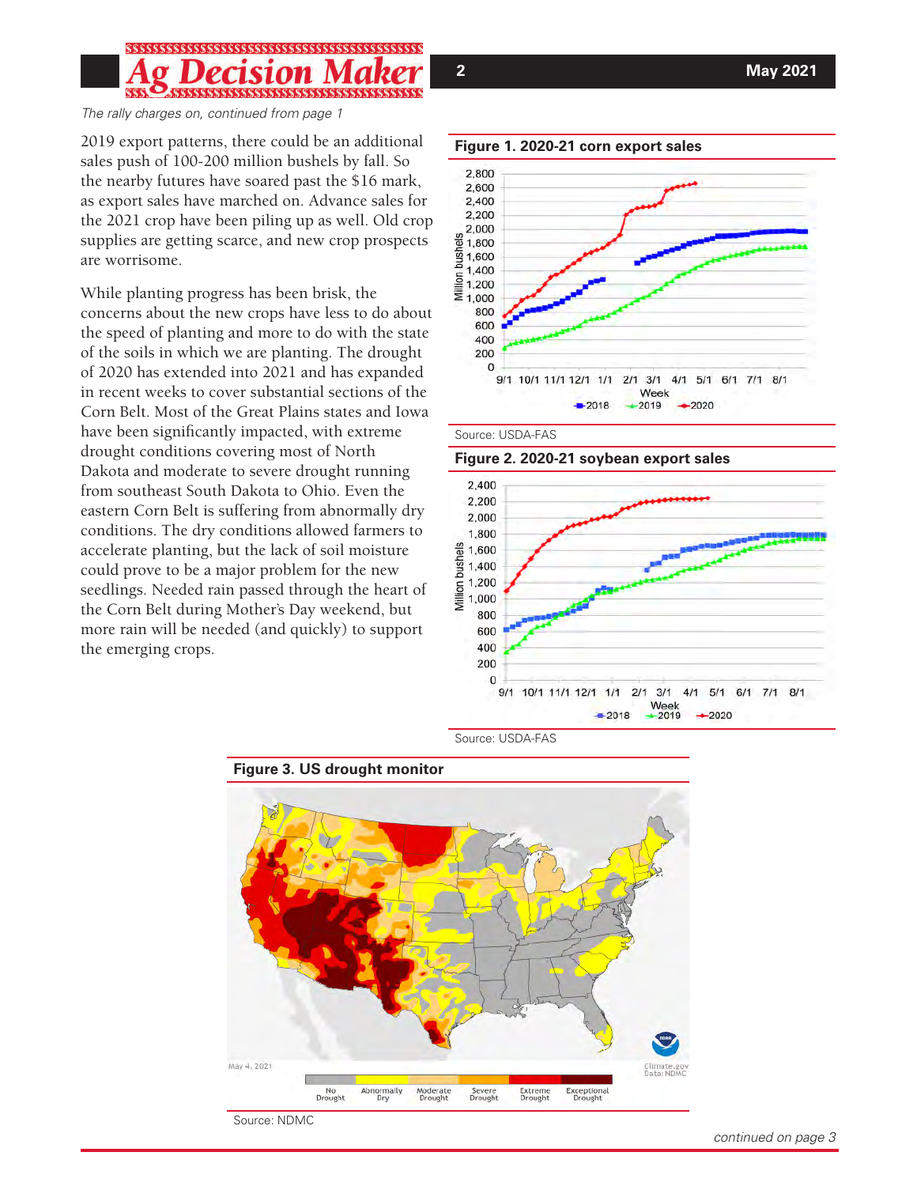*The rally charges on, continued from page 1*

2019 export patterns, there could be an additional sales push of 100-200 million bushels by fall. So the nearby futures have soared past the $16 mark, as export sales have marched on. Advance sales for the 2021 crop have been piling up as well. Old crop supplies are getting scarce, and new crop prospects are worrisome.

While planting progress has been brisk, the concerns about the new crops have less to do about the speed of planting and more to do with the state of the soils in which we are planting. The drought of 2020 has extended into 2021 and has expanded in recent weeks to cover substantial sections of the Corn Belt. Most of the Great Plains states and Iowa have been significantly impacted, with extreme drought conditions covering most of North Dakota and moderate to severe drought running from southeast South Dakota to Ohio. Even the eastern Corn Belt is suffering from abnormally dry conditions. The dry conditions allowed farmers to accelerate planting, but the lack of soil moisture could prove to be a major problem for the new seedlings. Needed rain passed through the heart of the Corn Belt during Mother's Day weekend, but more rain will be needed (and quickly) to support the emerging crops.

**Figure 1. 2020-21 corn export sales**

Source: USDA-FAS

**Figure 2. 2020-21 soybean export sales**

Source: USDA-FAS

**Figure 3. US drought monitor**

Source: NDMC

*continued on page 3*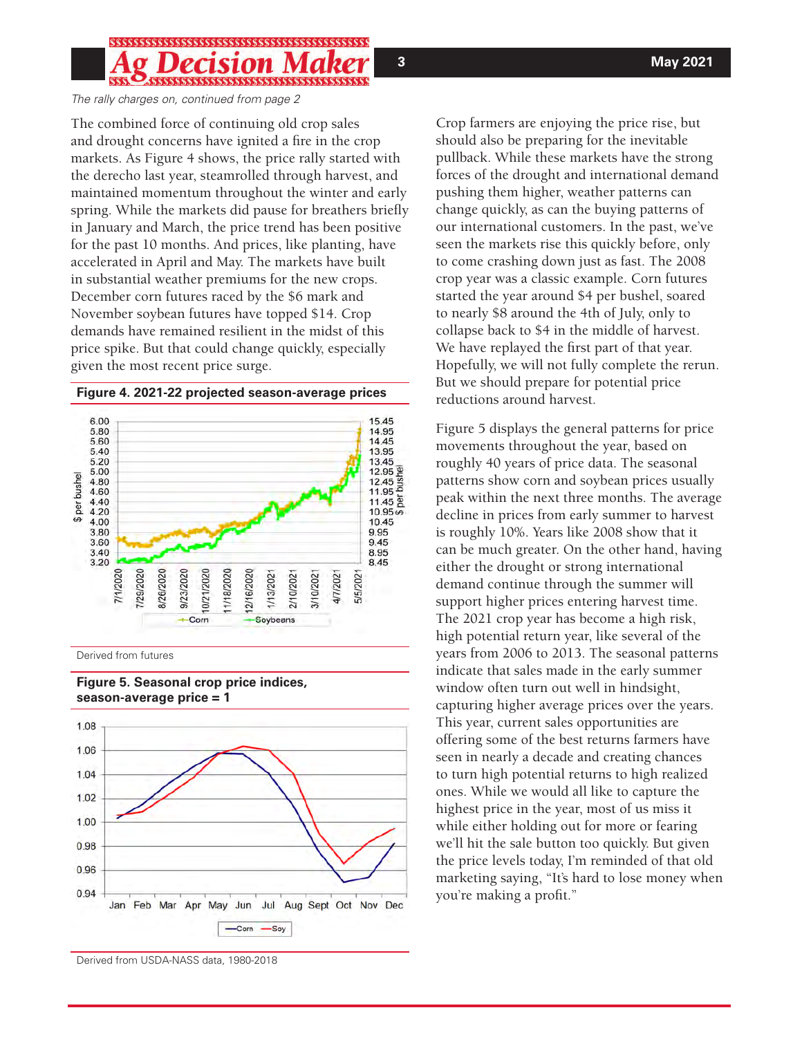*The rally charges on, continued from page 2*

The combined force of continuing old crop sales and drought concerns have ignited a fire in the crop markets. As Figure 4 shows, the price rally started with the derecho last year, steamrolled through harvest, and maintained momentum throughout the winter and early spring. While the markets did pause for breathers briefly in January and March, the price trend has been positive for the past 10 months. And prices, like planting, have accelerated in April and May. The markets have built in substantial weather premiums for the new crops. December corn futures raced by the $6 mark and November soybean futures have topped $14. Crop demands have remained resilient in the midst of this price spike. But that could change quickly, especially given the most recent price surge.

**Figure 4. 2021-22 projected season-average prices**

Derived from futures

**Figure 5. Seasonal crop price indices, season-average price = 1**

Derived from USDA-NASS data, 1980-2018

Crop farmers are enjoying the price rise, but should also be preparing for the inevitable pullback. While these markets have the strong forces of the drought and international demand pushing them higher, weather patterns can change quickly, as can the buying patterns of our international customers. In the past, we've seen the markets rise this quickly before, only to come crashing down just as fast. The 2008 crop year was a classic example. Corn futures started the year around $4 per bushel, soared to nearly $8 around the 4th of July, only to collapse back to $4 in the middle of harvest. We have replayed the first part of that year. Hopefully, we will not fully complete the rerun. But we should prepare for potential price reductions around harvest.

Figure 5 displays the general patterns for price movements throughout the year, based on roughly 40 years of price data. The seasonal patterns show corn and soybean prices usually peak within the next three months. The average decline in prices from early summer to harvest is roughly 10%. Years like 2008 show that it can be much greater. On the other hand, having either the drought or strong international demand continue through the summer will support higher prices entering harvest time. The 2021 crop year has become a high risk, high potential return year, like several of the years from 2006 to 2013. The seasonal patterns indicate that sales made in the early summer window often turn out well in hindsight, capturing higher average prices over the years. This year, current sales opportunities are offering some of the best returns farmers have seen in nearly a decade and creating chances to turn high potential returns to high realized ones. While we would all like to capture the highest price in the year, most of us miss it while either holding out for more or fearing we'll hit the sale button too quickly. But given the price levels today, I'm reminded of that old marketing saying, "It's hard to lose money when you're making a profit."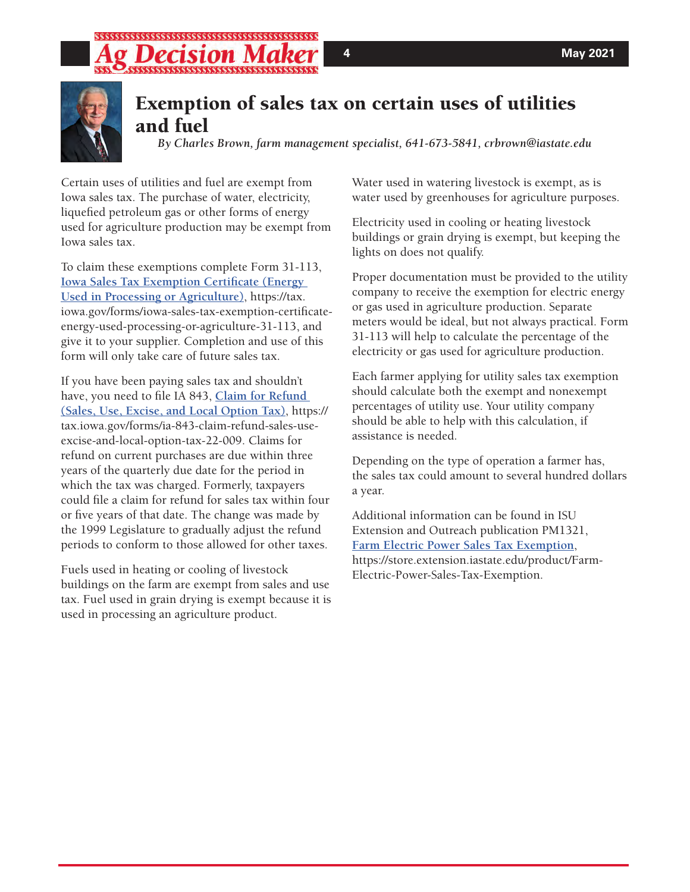# Exemption of sales tax on certain uses of utilities and fuel

*By Charles Brown, farm management specialist, 641-673-5841, crbrown@iastate.edu*

Certain uses of utilities and fuel are exempt from Iowa sales tax. The purchase of water, electricity, liquefied petroleum gas or other forms of energy used for agriculture production may be exempt from Iowa sales tax.

To claim these exemptions complete Form 31-113, [Iowa Sales Tax Exemption Certificate (Energy Used in Processing or Agriculture)](https://tax.iowa.gov/forms/iowa-sales-tax-exemption-certificate-energy-used-processing-or-agriculture-31-113), https://tax.iowa.gov/forms/iowa-sales-tax-exemption-certificate-energy-used-processing-or-agriculture-31-113, and give it to your supplier. Completion and use of this form will only take care of future sales tax.

If you have been paying sales tax and shouldn't have, you need to file IA 843, [Claim for Refund (Sales, Use, Excise, and Local Option Tax)](https://tax.iowa.gov/forms/ia-843-claim-refund-sales-use-excise-and-local-option-tax-22-009), https://tax.iowa.gov/forms/ia-843-claim-refund-sales-use-excise-and-local-option-tax-22-009. Claims for refund on current purchases are due within three years of the quarterly due date for the period in which the tax was charged. Formerly, taxpayers could file a claim for refund for sales tax within four or five years of that date. The change was made by the 1999 Legislature to gradually adjust the refund periods to conform to those allowed for other taxes.

Fuels used in heating or cooling of livestock buildings on the farm are exempt from sales and use tax. Fuel used in grain drying is exempt because it is used in processing an agriculture product.

Water used in watering livestock is exempt, as is water used by greenhouses for agriculture purposes.

Electricity used in cooling or heating livestock buildings or grain drying is exempt, but keeping the lights on does not qualify.

Proper documentation must be provided to the utility company to receive the exemption for electric energy or gas used in agriculture production. Separate meters would be ideal, but not always practical. Form 31-113 will help to calculate the percentage of the electricity or gas used for agriculture production.

Each farmer applying for utility sales tax exemption should calculate both the exempt and nonexempt percentages of utility use. Your utility company should be able to help with this calculation, if assistance is needed.

Depending on the type of operation a farmer has, the sales tax could amount to several hundred dollars a year.

Additional information can be found in ISU Extension and Outreach publication PM1321, [Farm Electric Power Sales Tax Exemption](https://store.extension.iastate.edu/product/Farm-Electric-Power-Sales-Tax-Exemption), https://store.extension.iastate.edu/product/Farm-Electric-Power-Sales-Tax-Exemption.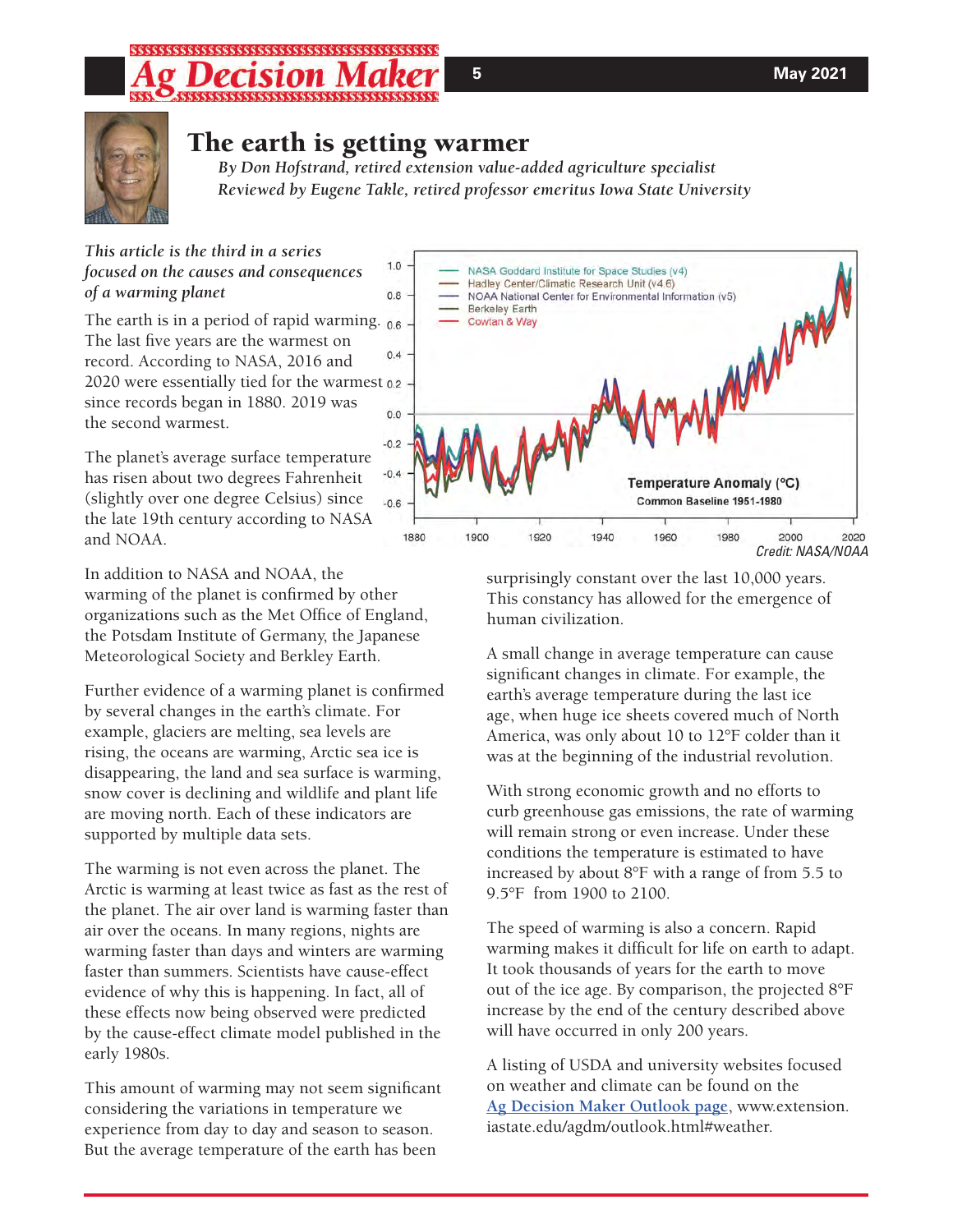# The earth is getting warmer

*By Don Hofstrand, retired extension value-added agriculture specialist*
*Reviewed by Eugene Takle, retired professor emeritus Iowa State University*

*This article is the third in a series focused on the causes and consequences of a warming planet*

The earth is in a period of rapid warming. The last five years are the warmest on record. According to NASA, 2016 and 2020 were essentially tied for the warmest since records began in 1880. 2019 was the second warmest.

The planet's average surface temperature has risen about two degrees Fahrenheit (slightly over one degree Celsius) since the late 19th century according to NASA and NOAA.

Credit: NASA/NOAA

In addition to NASA and NOAA, the warming of the planet is confirmed by other organizations such as the Met Office of England, the Potsdam Institute of Germany, the Japanese Meteorological Society and Berkley Earth.

Further evidence of a warming planet is confirmed by several changes in the earth's climate. For example, glaciers are melting, sea levels are rising, the oceans are warming, Arctic sea ice is disappearing, the land and sea surface is warming, snow cover is declining and wildlife and plant life are moving north. Each of these indicators are supported by multiple data sets.

The warming is not even across the planet. The Arctic is warming at least twice as fast as the rest of the planet. The air over land is warming faster than air over the oceans. In many regions, nights are warming faster than days and winters are warming faster than summers. Scientists have cause-effect evidence of why this is happening. In fact, all of these effects now being observed were predicted by the cause-effect climate model published in the early 1980s.

This amount of warming may not seem significant considering the variations in temperature we experience from day to day and season to season. But the average temperature of the earth has been surprisingly constant over the last 10,000 years. This constancy has allowed for the emergence of human civilization.

A small change in average temperature can cause significant changes in climate. For example, the earth's average temperature during the last ice age, when huge ice sheets covered much of North America, was only about 10 to 12°F colder than it was at the beginning of the industrial revolution.

With strong economic growth and no efforts to curb greenhouse gas emissions, the rate of warming will remain strong or even increase. Under these conditions the temperature is estimated to have increased by about 8°F with a range of from 5.5 to 9.5°F from 1900 to 2100.

The speed of warming is also a concern. Rapid warming makes it difficult for life on earth to adapt. It took thousands of years for the earth to move out of the ice age. By comparison, the projected 8°F increase by the end of the century described above will have occurred in only 200 years.

A listing of USDA and university websites focused on weather and climate can be found on the [Ag Decision Maker Outlook page](www.extension.iastate.edu/agdm/outlook.html#weather), www.extension.iastate.edu/agdm/outlook.html#weather.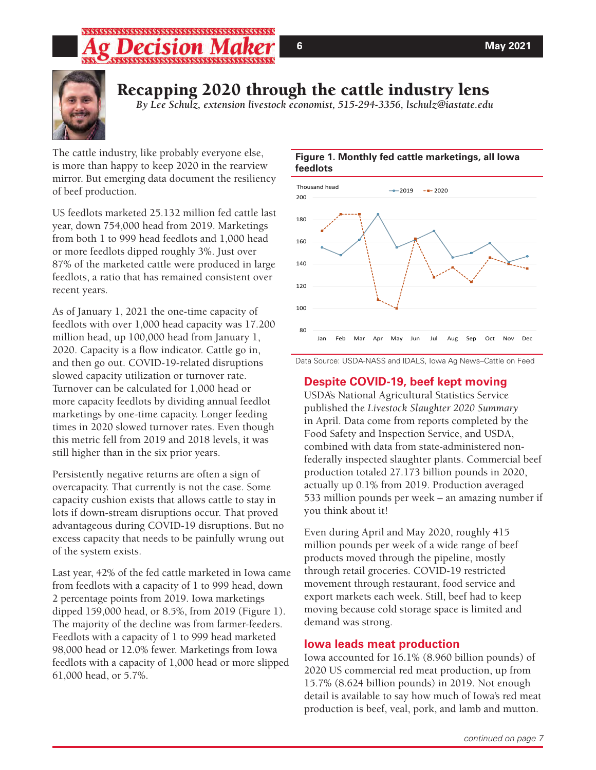# Recapping 2020 through the cattle industry lens

*By Lee Schulz, extension livestock economist, 515-294-3356, lschulz@iastate.edu*

The cattle industry, like probably everyone else, is more than happy to keep 2020 in the rearview mirror. But emerging data document the resiliency of beef production.

US feedlots marketed 25.132 million fed cattle last year, down 754,000 head from 2019. Marketings from both 1 to 999 head feedlots and 1,000 head or more feedlots dipped roughly 3%. Just over 87% of the marketed cattle were produced in large feedlots, a ratio that has remained consistent over recent years.

As of January 1, 2021 the one-time capacity of feedlots with over 1,000 head capacity was 17.200 million head, up 100,000 head from January 1, 2020. Capacity is a flow indicator. Cattle go in, and then go out. COVID-19-related disruptions slowed capacity utilization or turnover rate. Turnover can be calculated for 1,000 head or more capacity feedlots by dividing annual feedlot marketings by one-time capacity. Longer feeding times in 2020 slowed turnover rates. Even though this metric fell from 2019 and 2018 levels, it was still higher than in the six prior years.

Persistently negative returns are often a sign of overcapacity. That currently is not the case. Some capacity cushion exists that allows cattle to stay in lots if down-stream disruptions occur. That proved advantageous during COVID-19 disruptions. But no excess capacity that needs to be painfully wrung out of the system exists.

Last year, 42% of the fed cattle marketed in Iowa came from feedlots with a capacity of 1 to 999 head, down 2 percentage points from 2019. Iowa marketings dipped 159,000 head, or 8.5%, from 2019 (Figure 1). The majority of the decline was from farmer-feeders. Feedlots with a capacity of 1 to 999 head marketed 98,000 head or 12.0% fewer. Marketings from Iowa feedlots with a capacity of 1,000 head or more slipped 61,000 head, or 5.7%.

**Figure 1. Monthly fed cattle marketings, all Iowa feedlots**

Data Source: USDA-NASS and IDALS, Iowa Ag News–Cattle on Feed

## Despite COVID-19, beef kept moving

USDA's National Agricultural Statistics Service published the *Livestock Slaughter 2020 Summary* in April. Data come from reports completed by the Food Safety and Inspection Service, and USDA, combined with data from state-administered non-federally inspected slaughter plants. Commercial beef production totaled 27.173 billion pounds in 2020, actually up 0.1% from 2019. Production averaged 533 million pounds per week – an amazing number if you think about it!

Even during April and May 2020, roughly 415 million pounds per week of a wide range of beef products moved through the pipeline, mostly through retail groceries. COVID-19 restricted movement through restaurant, food service and export markets each week. Still, beef had to keep moving because cold storage space is limited and demand was strong.

## Iowa leads meat production

Iowa accounted for 16.1% (8.960 billion pounds) of 2020 US commercial red meat production, up from 15.7% (8.624 billion pounds) in 2019. Not enough detail is available to say how much of Iowa's red meat production is beef, veal, pork, and lamb and mutton.

*continued on page 7*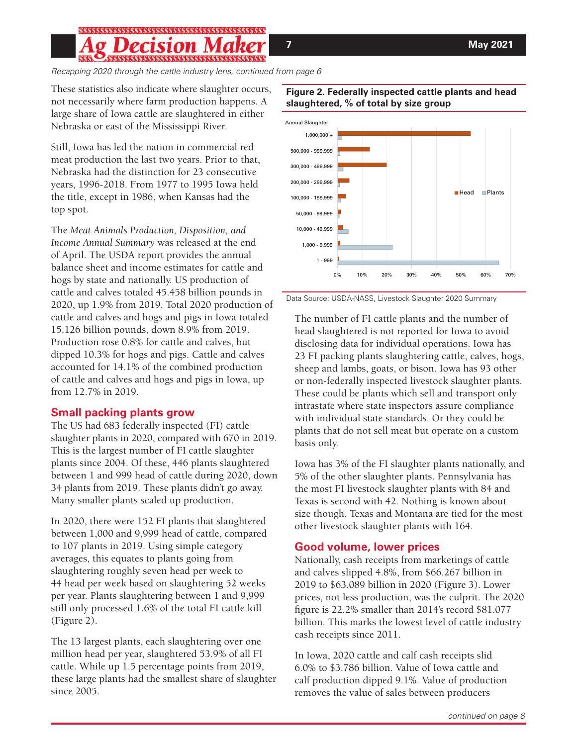*Recapping 2020 through the cattle industry lens, continued from page 6*

These statistics also indicate where slaughter occurs, not necessarily where farm production happens. A large share of Iowa cattle are slaughtered in either Nebraska or east of the Mississippi River.

Still, Iowa has led the nation in commercial red meat production the last two years. Prior to that, Nebraska had the distinction for 23 consecutive years, 1996-2018. From 1977 to 1995 Iowa held the title, except in 1986, when Kansas had the top spot.

The *Meat Animals Production, Disposition, and Income Annual Summary* was released at the end of April. The USDA report provides the annual balance sheet and income estimates for cattle and hogs by state and nationally. US production of cattle and calves totaled 45.458 billion pounds in 2020, up 1.9% from 2019. Total 2020 production of cattle and calves and hogs and pigs in Iowa totaled 15.126 billion pounds, down 8.9% from 2019. Production rose 0.8% for cattle and calves, but dipped 10.3% for hogs and pigs. Cattle and calves accounted for 14.1% of the combined production of cattle and calves and hogs and pigs in Iowa, up from 12.7% in 2019.

## Small packing plants grow

The US had 683 federally inspected (FI) cattle slaughter plants in 2020, compared with 670 in 2019. This is the largest number of FI cattle slaughter plants since 2004. Of these, 446 plants slaughtered between 1 and 999 head of cattle during 2020, down 34 plants from 2019. These plants didn't go away. Many smaller plants scaled up production.

In 2020, there were 152 FI plants that slaughtered between 1,000 and 9,999 head of cattle, compared to 107 plants in 2019. Using simple category averages, this equates to plants going from slaughtering roughly seven head per week to 44 head per week based on slaughtering 52 weeks per year. Plants slaughtering between 1 and 9,999 still only processed 1.6% of the total FI cattle kill (Figure 2).

The 13 largest plants, each slaughtering over one million head per year, slaughtered 53.9% of all FI cattle. While up 1.5 percentage points from 2019, these large plants had the smallest share of slaughter since 2005.

**Figure 2. Federally inspected cattle plants and head slaughtered, % of total by size group**

| Annual Slaughter | Head | Plants |
|---|---|---|
| 1,000,000 + | ~54% | ~2% |
| 500,000 - 999,999 | ~13% | ~1% |
| 300,000 - 499,999 | ~20% | ~2% |
| 200,000 - 299,999 | ~5% | ~1% |
| 100,000 - 199,999 | ~3% | ~1% |
| 50,000 - 99,999 | ~1% | ~1% |
| 10,000 - 49,999 | ~2% | ~4% |
| 1,000 - 9,999 | ~1% | ~22% |
| 1 - 999 | ~0% | ~65% |

Data Source: USDA-NASS, Livestock Slaughter 2020 Summary

The number of FI cattle plants and the number of head slaughtered is not reported for Iowa to avoid disclosing data for individual operations. Iowa has 23 FI packing plants slaughtering cattle, calves, hogs, sheep and lambs, goats, or bison. Iowa has 93 other or non-federally inspected livestock slaughter plants. These could be plants which sell and transport only intrastate where state inspectors assure compliance with individual state standards. Or they could be plants that do not sell meat but operate on a custom basis only.

Iowa has 3% of the FI slaughter plants nationally, and 5% of the other slaughter plants. Pennsylvania has the most FI livestock slaughter plants with 84 and Texas is second with 42. Nothing is known about size though. Texas and Montana are tied for the most other livestock slaughter plants with 164.

## Good volume, lower prices

Nationally, cash receipts from marketings of cattle and calves slipped 4.8%, from $66.267 billion in 2019 to $63.089 billion in 2020 (Figure 3). Lower prices, not less production, was the culprit. The 2020 figure is 22.2% smaller than 2014's record $81.077 billion. This marks the lowest level of cattle industry cash receipts since 2011.

In Iowa, 2020 cattle and calf cash receipts slid 6.0% to $3.786 billion. Value of Iowa cattle and calf production dipped 9.1%. Value of production removes the value of sales between producers

*continued on page 8*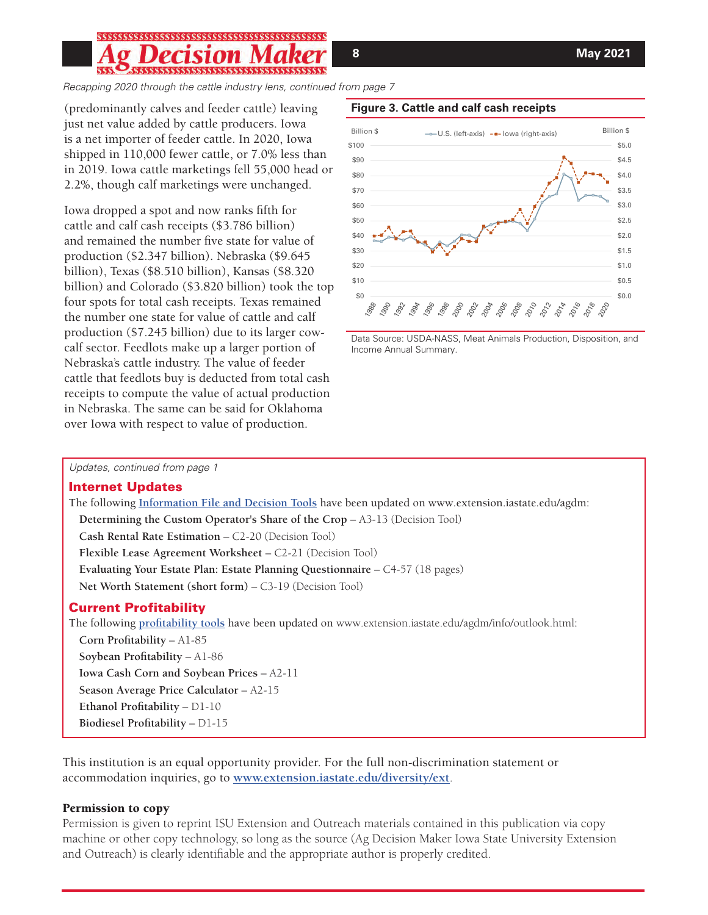*Recapping 2020 through the cattle industry lens, continued from page 7*

(predominantly calves and feeder cattle) leaving just net value added by cattle producers. Iowa is a net importer of feeder cattle. In 2020, Iowa shipped in 110,000 fewer cattle, or 7.0% less than in 2019. Iowa cattle marketings fell 55,000 head or 2.2%, though calf marketings were unchanged.

Iowa dropped a spot and now ranks fifth for cattle and calf cash receipts ($3.786 billion) and remained the number five state for value of production ($2.347 billion). Nebraska ($9.645 billion), Texas ($8.510 billion), Kansas ($8.320 billion) and Colorado ($3.820 billion) took the top four spots for total cash receipts. Texas remained the number one state for value of cattle and calf production ($7.245 billion) due to its larger cow-calf sector. Feedlots make up a larger portion of Nebraska's cattle industry. The value of feeder cattle that feedlots buy is deducted from total cash receipts to compute the value of actual production in Nebraska. The same can be said for Oklahoma over Iowa with respect to value of production.

**Figure 3. Cattle and calf cash receipts**

Billion $ — U.S. (left-axis) — Iowa (right-axis) — Billion $

$100, $90, $80, $70, $60, $50, $40, $30, $20, $10, $0

$5.0, $4.5, $4.0, $3.5, $3.0, $2.5, $2.0, $1.5, $1.0, $0.5, $0.0

1988, 1990, 1992, 1994, 1996, 1998, 2000, 2002, 2004, 2006, 2008, 2010, 2012, 2014, 2016, 2018, 2020

Data Source: USDA-NASS, Meat Animals Production, Disposition, and Income Annual Summary.

*Updates, continued from page 1*

## Internet Updates

The following Information File and Decision Tools have been updated on www.extension.iastate.edu/agdm:

- **Determining the Custom Operator's Share of the Crop** – A3-13 (Decision Tool)
- **Cash Rental Rate Estimation** – C2-20 (Decision Tool)
- **Flexible Lease Agreement Worksheet** – C2-21 (Decision Tool)
- **Evaluating Your Estate Plan: Estate Planning Questionnaire** – C4-57 (18 pages)
- **Net Worth Statement (short form)** – C3-19 (Decision Tool)

## Current Profitability

The following profitability tools have been updated on www.extension.iastate.edu/agdm/info/outlook.html:

- **Corn Profitability** – A1-85
- **Soybean Profitability** – A1-86
- **Iowa Cash Corn and Soybean Prices** – A2-11
- **Season Average Price Calculator** – A2-15
- **Ethanol Profitability** – D1-10
- **Biodiesel Profitability** – D1-15

This institution is an equal opportunity provider. For the full non-discrimination statement or accommodation inquiries, go to www.extension.iastate.edu/diversity/ext.

**Permission to copy**

Permission is given to reprint ISU Extension and Outreach materials contained in this publication via copy machine or other copy technology, so long as the source (Ag Decision Maker Iowa State University Extension and Outreach) is clearly identifiable and the appropriate author is properly credited.